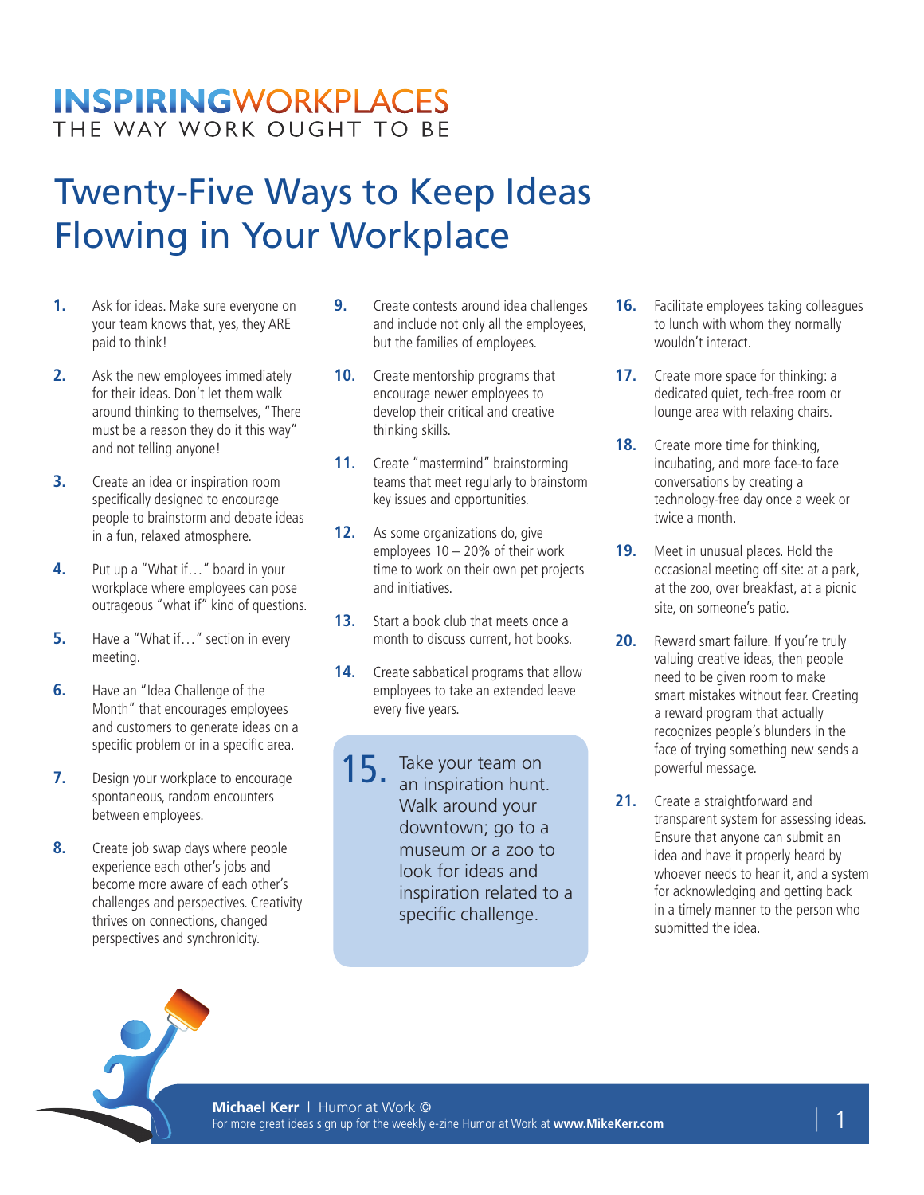INSPIRINGWORKPLACES
THE WAY WORK OUGHT TO BE

# Twenty-Five Ways to Keep Ideas Flowing in Your Workplace

1. Ask for ideas. Make sure everyone on your team knows that, yes, they ARE paid to think!

2. Ask the new employees immediately for their ideas. Don't let them walk around thinking to themselves, "There must be a reason they do it this way" and not telling anyone!

3. Create an idea or inspiration room specifically designed to encourage people to brainstorm and debate ideas in a fun, relaxed atmosphere.

4. Put up a "What if…" board in your workplace where employees can pose outrageous "what if" kind of questions.

5. Have a "What if…" section in every meeting.

6. Have an "Idea Challenge of the Month" that encourages employees and customers to generate ideas on a specific problem or in a specific area.

7. Design your workplace to encourage spontaneous, random encounters between employees.

8. Create job swap days where people experience each other's jobs and become more aware of each other's challenges and perspectives. Creativity thrives on connections, changed perspectives and synchronicity.

9. Create contests around idea challenges and include not only all the employees, but the families of employees.

10. Create mentorship programs that encourage newer employees to develop their critical and creative thinking skills.

11. Create "mastermind" brainstorming teams that meet regularly to brainstorm key issues and opportunities.

12. As some organizations do, give employees 10 – 20% of their work time to work on their own pet projects and initiatives.

13. Start a book club that meets once a month to discuss current, hot books.

14. Create sabbatical programs that allow employees to take an extended leave every five years.

15. Take your team on an inspiration hunt. Walk around your downtown; go to a museum or a zoo to look for ideas and inspiration related to a specific challenge.

16. Facilitate employees taking colleagues to lunch with whom they normally wouldn't interact.

17. Create more space for thinking: a dedicated quiet, tech-free room or lounge area with relaxing chairs.

18. Create more time for thinking, incubating, and more face-to face conversations by creating a technology-free day once a week or twice a month.

19. Meet in unusual places. Hold the occasional meeting off site: at a park, at the zoo, over breakfast, at a picnic site, on someone's patio.

20. Reward smart failure. If you're truly valuing creative ideas, then people need to be given room to make smart mistakes without fear. Creating a reward program that actually recognizes people's blunders in the face of trying something new sends a powerful message.

21. Create a straightforward and transparent system for assessing ideas. Ensure that anyone can submit an idea and have it properly heard by whoever needs to hear it, and a system for acknowledging and getting back in a timely manner to the person who submitted the idea.

**Michael Kerr** | Humor at Work ©
For more great ideas sign up for the weekly e-zine Humor at Work at **www.MikeKerr.com**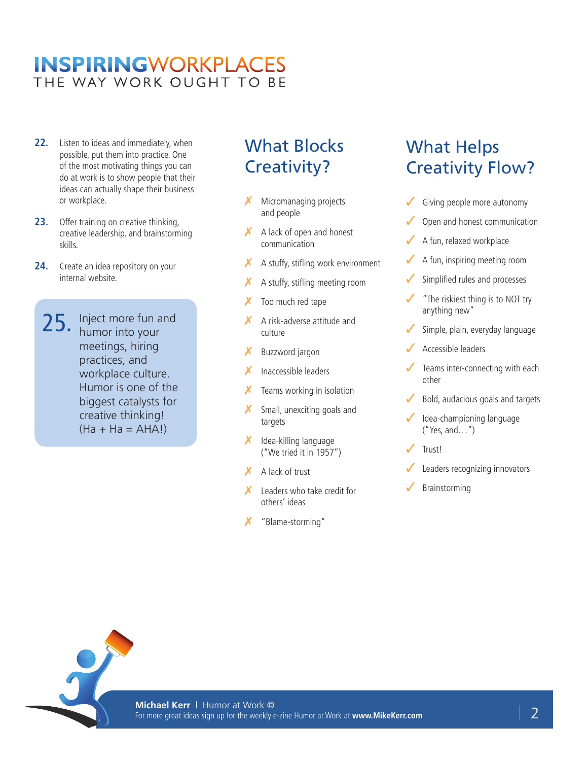# INSPIRINGWORKPLACES

THE WAY WORK OUGHT TO BE

**22.** Listen to ideas and immediately, when possible, put them into practice. One of the most motivating things you can do at work is to show people that their ideas can actually shape their business or workplace.

**23.** Offer training on creative thinking, creative leadership, and brainstorming skills.

**24.** Create an idea repository on your internal website.

**25.** Inject more fun and humor into your meetings, hiring practices, and workplace culture. Humor is one of the biggest catalysts for creative thinking! (Ha + Ha = AHA!)

## What Blocks Creativity?

- ✗ Micromanaging projects and people
- ✗ A lack of open and honest communication
- ✗ A stuffy, stifling work environment
- ✗ A stuffy, stifling meeting room
- ✗ Too much red tape
- ✗ A risk-adverse attitude and culture
- ✗ Buzzword jargon
- ✗ Inaccessible leaders
- ✗ Teams working in isolation
- ✗ Small, unexciting goals and targets
- ✗ Idea-killing language ("We tried it in 1957")
- ✗ A lack of trust
- ✗ Leaders who take credit for others' ideas
- ✗ "Blame-storming"

## What Helps Creativity Flow?

- ✓ Giving people more autonomy
- ✓ Open and honest communication
- ✓ A fun, relaxed workplace
- ✓ A fun, inspiring meeting room
- ✓ Simplified rules and processes
- ✓ "The riskiest thing is to NOT try anything new"
- ✓ Simple, plain, everyday language
- ✓ Accessible leaders
- ✓ Teams inter-connecting with each other
- ✓ Bold, audacious goals and targets
- ✓ Idea-championing language ("Yes, and…")
- ✓ Trust!
- ✓ Leaders recognizing innovators
- ✓ Brainstorming

**Michael Kerr** | Humor at Work ©
For more great ideas sign up for the weekly e-zine Humor at Work at **www.MikeKerr.com**